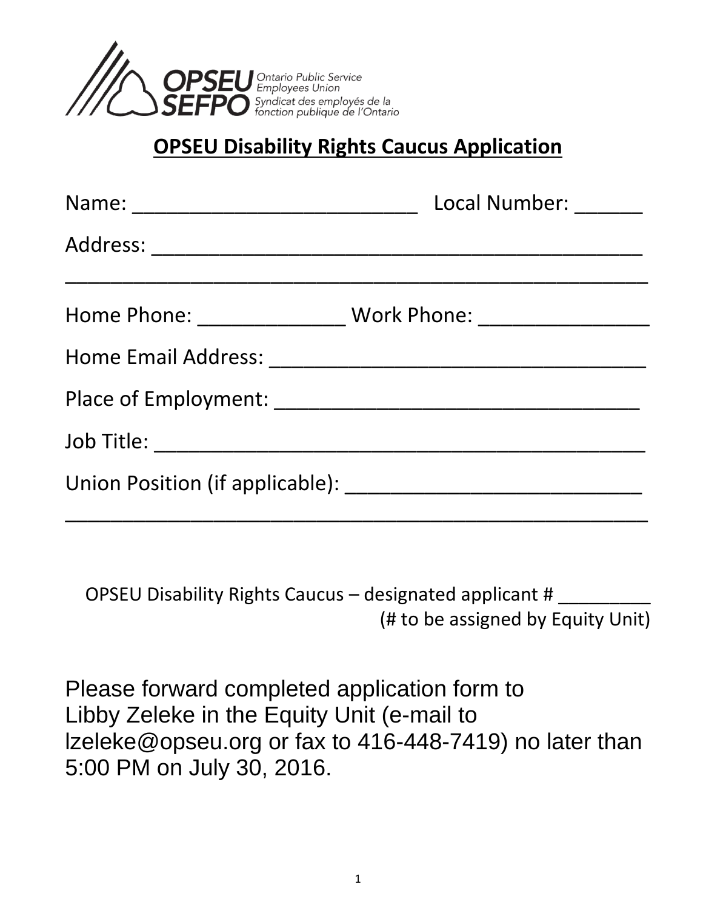OPSEU Ontario Public Service Employees Union
SEFPO Syndicat des employés de la fonction publique de l'Ontario

# OPSEU Disability Rights Caucus Application

Name: ___________________________ Local Number: ______

Address: _____________________________________________

_____________________________________________________

Home Phone: _____________ Work Phone: _______________

Home Email Address: __________________________________

Place of Employment: _________________________________

Job Title: ____________________________________________

Union Position (if applicable): __________________________

_____________________________________________________

OPSEU Disability Rights Caucus – designated applicant # _________
(# to be assigned by Equity Unit)

Please forward completed application form to Libby Zeleke in the Equity Unit (e-mail to lzeleke@opseu.org or fax to 416-448-7419) no later than 5:00 PM on July 30, 2016.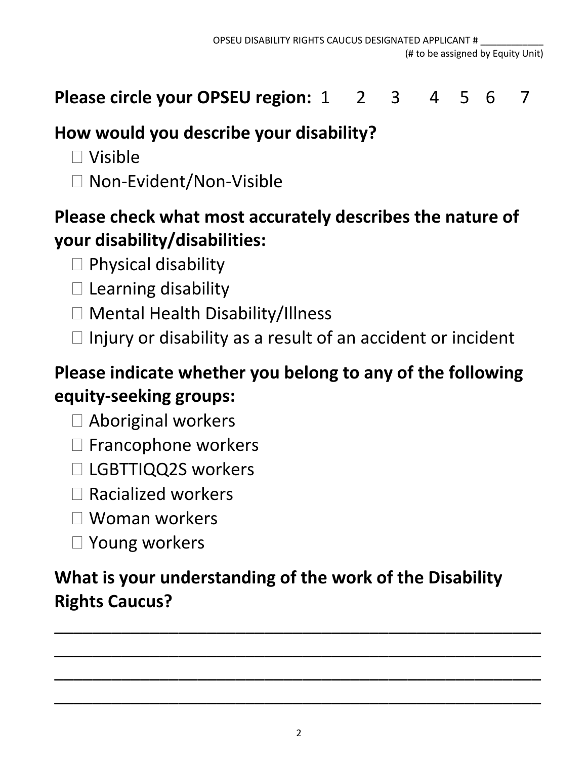OPSEU DISABILITY RIGHTS CAUCUS DESIGNATED APPLICANT # ____________
(# to be assigned by Equity Unit)

**Please circle your OPSEU region:** 1 2 3 4 5 6 7

**How would you describe your disability?**

- ☐ Visible
- ☐ Non-Evident/Non-Visible

**Please check what most accurately describes the nature of your disability/disabilities:**

- ☐ Physical disability
- ☐ Learning disability
- ☐ Mental Health Disability/Illness
- ☐ Injury or disability as a result of an accident or incident

**Please indicate whether you belong to any of the following equity-seeking groups:**

- ☐ Aboriginal workers
- ☐ Francophone workers
- ☐ LGBTTIQQ2S workers
- ☐ Racialized workers
- ☐ Woman workers
- ☐ Young workers

**What is your understanding of the work of the Disability Rights Caucus?**

________________________________________________________________

________________________________________________________________

________________________________________________________________

________________________________________________________________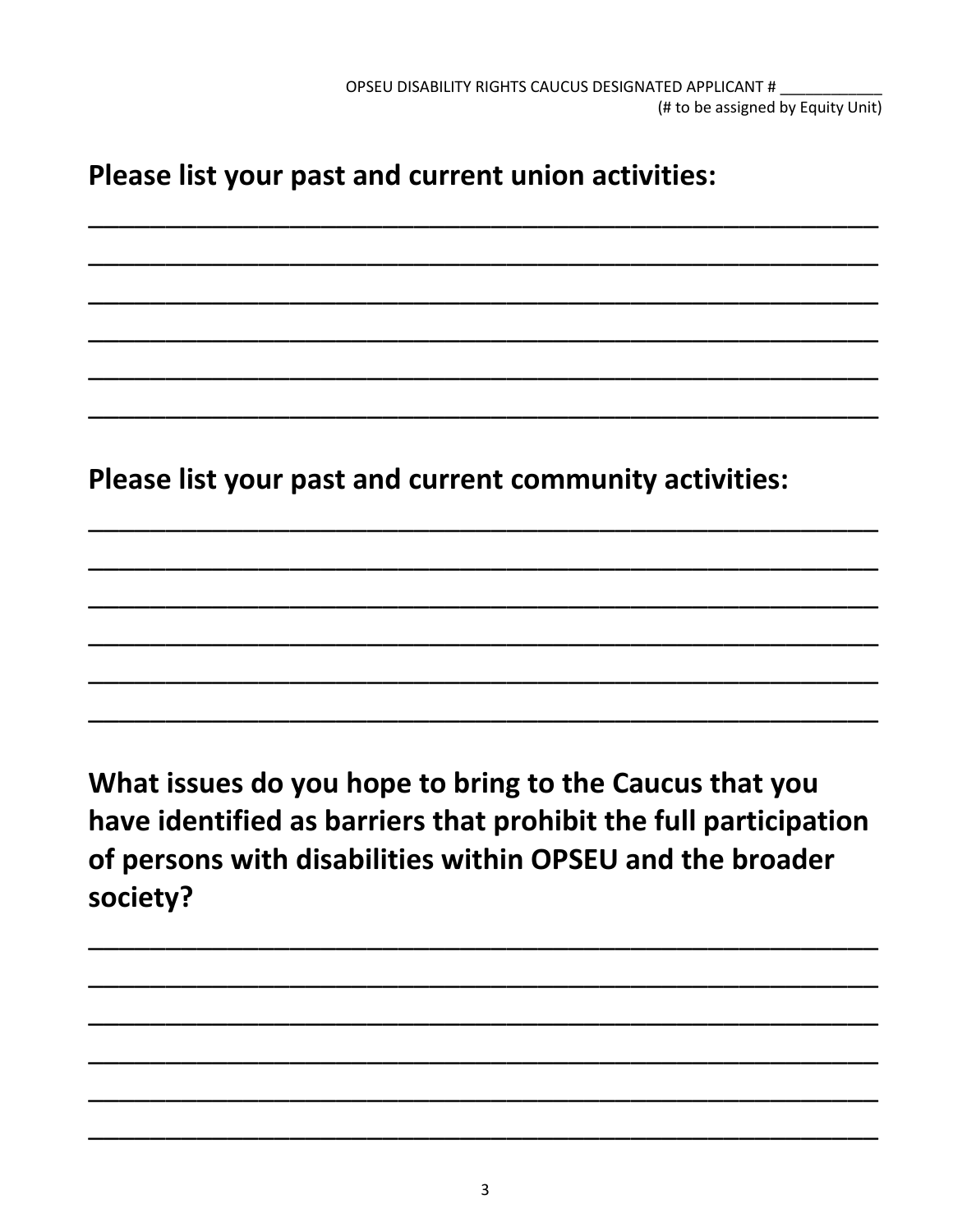OPSEU DISABILITY RIGHTS CAUCUS DESIGNATED APPLICANT # ____________
(# to be assigned by Equity Unit)

**Please list your past and current union activities:**

______________________________________________________

______________________________________________________

______________________________________________________

______________________________________________________

______________________________________________________

______________________________________________________

**Please list your past and current community activities:**

______________________________________________________

______________________________________________________

______________________________________________________

______________________________________________________

______________________________________________________

______________________________________________________

**What issues do you hope to bring to the Caucus that you have identified as barriers that prohibit the full participation of persons with disabilities within OPSEU and the broader society?**

______________________________________________________

______________________________________________________

______________________________________________________

______________________________________________________

______________________________________________________

______________________________________________________